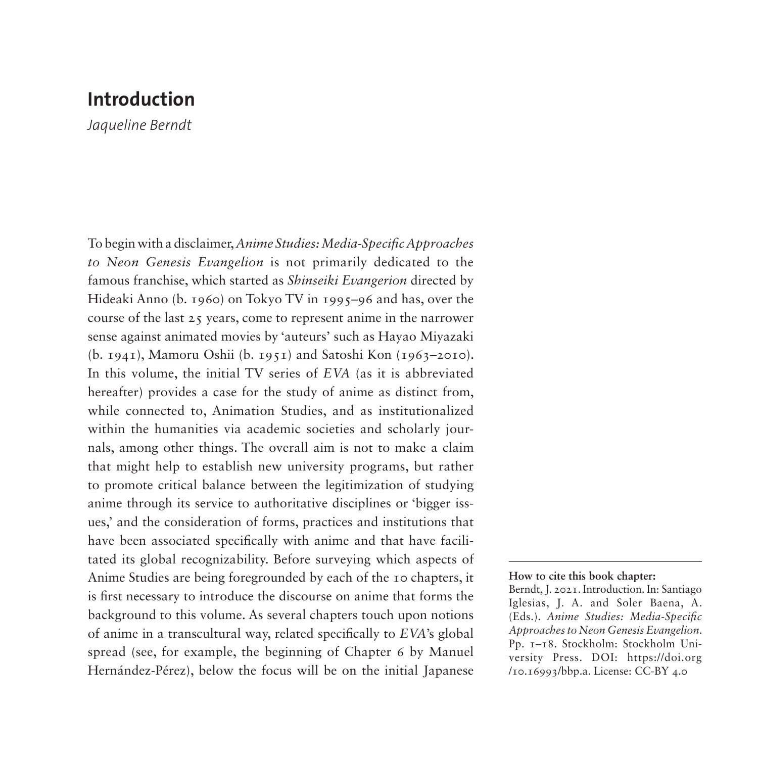# Introduction

*Jaqueline Berndt*

To begin with a disclaimer, *Anime Studies: Media-Specific Approaches to Neon Genesis Evangelion* is not primarily dedicated to the famous franchise, which started as *Shinseiki Evangerion* directed by Hideaki Anno (b. 1960) on Tokyo TV in 1995–96 and has, over the course of the last 25 years, come to represent anime in the narrower sense against animated movies by 'auteurs' such as Hayao Miyazaki (b. 1941), Mamoru Oshii (b. 1951) and Satoshi Kon (1963–2010). In this volume, the initial TV series of *EVA* (as it is abbreviated hereafter) provides a case for the study of anime as distinct from, while connected to, Animation Studies, and as institutionalized within the humanities via academic societies and scholarly journals, among other things. The overall aim is not to make a claim that might help to establish new university programs, but rather to promote critical balance between the legitimization of studying anime through its service to authoritative disciplines or 'bigger issues,' and the consideration of forms, practices and institutions that have been associated specifically with anime and that have facilitated its global recognizability. Before surveying which aspects of Anime Studies are being foregrounded by each of the 10 chapters, it is first necessary to introduce the discourse on anime that forms the background to this volume. As several chapters touch upon notions of anime in a transcultural way, related specifically to *EVA*'s global spread (see, for example, the beginning of Chapter 6 by Manuel Hernández-Pérez), below the focus will be on the initial Japanese

**How to cite this book chapter:**
Berndt, J. 2021. Introduction. In: Santiago Iglesias, J. A. and Soler Baena, A. (Eds.). *Anime Studies: Media-Specific Approaches to Neon Genesis Evangelion*. Pp. 1–18. Stockholm: Stockholm University Press. DOI: https://doi.org/10.16993/bbp.a. License: CC-BY 4.0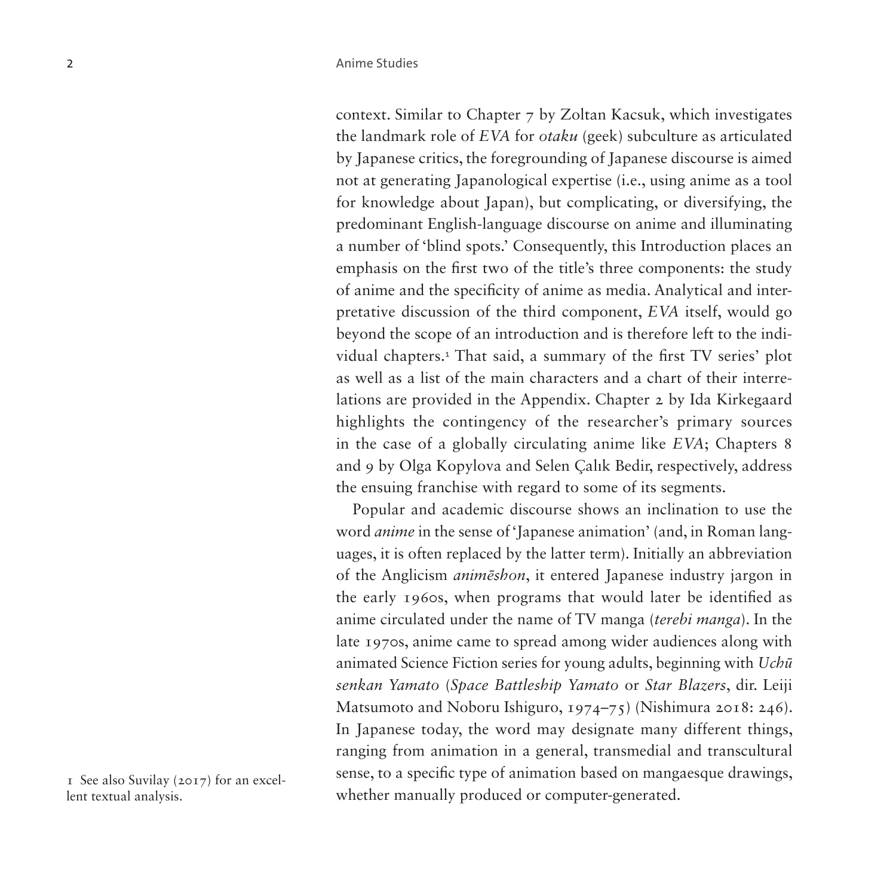context. Similar to Chapter 7 by Zoltan Kacsuk, which investigates the landmark role of *EVA* for *otaku* (geek) subculture as articulated by Japanese critics, the foregrounding of Japanese discourse is aimed not at generating Japanological expertise (i.e., using anime as a tool for knowledge about Japan), but complicating, or diversifying, the predominant English-language discourse on anime and illuminating a number of 'blind spots.' Consequently, this Introduction places an emphasis on the first two of the title's three components: the study of anime and the specificity of anime as media. Analytical and interpretative discussion of the third component, *EVA* itself, would go beyond the scope of an introduction and is therefore left to the individual chapters.[1] That said, a summary of the first TV series' plot as well as a list of the main characters and a chart of their interrelations are provided in the Appendix. Chapter 2 by Ida Kirkegaard highlights the contingency of the researcher's primary sources in the case of a globally circulating anime like *EVA*; Chapters 8 and 9 by Olga Kopylova and Selen Çalık Bedir, respectively, address the ensuing franchise with regard to some of its segments.

Popular and academic discourse shows an inclination to use the word *anime* in the sense of 'Japanese animation' (and, in Roman languages, it is often replaced by the latter term). Initially an abbreviation of the Anglicism *animēshon*, it entered Japanese industry jargon in the early 1960s, when programs that would later be identified as anime circulated under the name of TV manga (*terebi manga*). In the late 1970s, anime came to spread among wider audiences along with animated Science Fiction series for young adults, beginning with *Uchū senkan Yamato* (*Space Battleship Yamato* or *Star Blazers*, dir. Leiji Matsumoto and Noboru Ishiguro, 1974–75) (Nishimura 2018: 246). In Japanese today, the word may designate many different things, ranging from animation in a general, transmedial and transcultural sense, to a specific type of animation based on mangaesque drawings, whether manually produced or computer-generated.

1 See also Suvilay (2017) for an excellent textual analysis.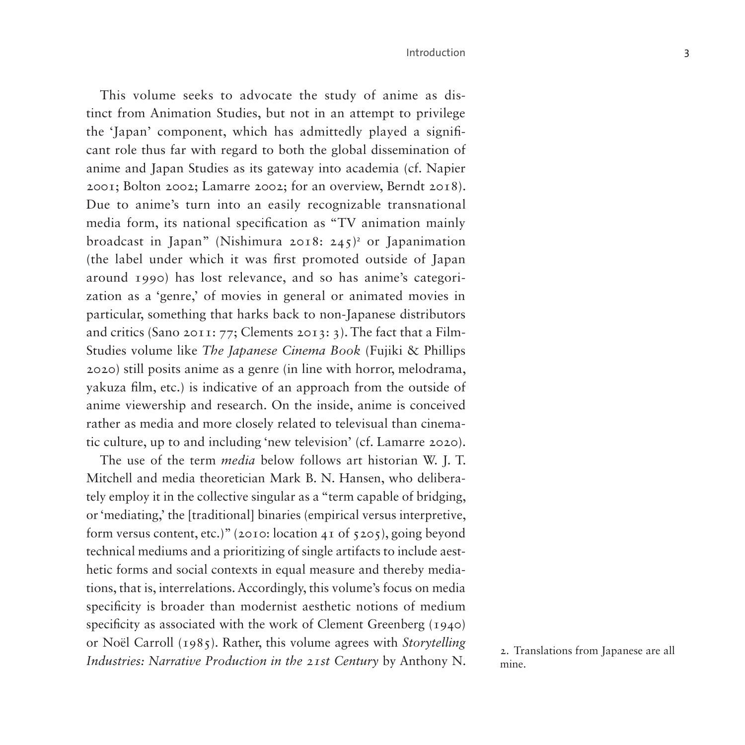This volume seeks to advocate the study of anime as distinct from Animation Studies, but not in an attempt to privilege the 'Japan' component, which has admittedly played a significant role thus far with regard to both the global dissemination of anime and Japan Studies as its gateway into academia (cf. Napier 2001; Bolton 2002; Lamarre 2002; for an overview, Berndt 2018). Due to anime's turn into an easily recognizable transnational media form, its national specification as "TV animation mainly broadcast in Japan" (Nishimura 2018: 245)[2] or Japanimation (the label under which it was first promoted outside of Japan around 1990) has lost relevance, and so has anime's categorization as a 'genre,' of movies in general or animated movies in particular, something that harks back to non-Japanese distributors and critics (Sano 2011: 77; Clements 2013: 3). The fact that a Film-Studies volume like *The Japanese Cinema Book* (Fujiki & Phillips 2020) still posits anime as a genre (in line with horror, melodrama, yakuza film, etc.) is indicative of an approach from the outside of anime viewership and research. On the inside, anime is conceived rather as media and more closely related to televisual than cinematic culture, up to and including 'new television' (cf. Lamarre 2020).

The use of the term *media* below follows art historian W. J. T. Mitchell and media theoretician Mark B. N. Hansen, who deliberately employ it in the collective singular as a "term capable of bridging, or 'mediating,' the [traditional] binaries (empirical versus interpretive, form versus content, etc.)" (2010: location 41 of 5205), going beyond technical mediums and a prioritizing of single artifacts to include aesthetic forms and social contexts in equal measure and thereby mediations, that is, interrelations. Accordingly, this volume's focus on media specificity is broader than modernist aesthetic notions of medium specificity as associated with the work of Clement Greenberg (1940) or Noël Carroll (1985). Rather, this volume agrees with *Storytelling Industries: Narrative Production in the 21st Century* by Anthony N.

2. Translations from Japanese are all mine.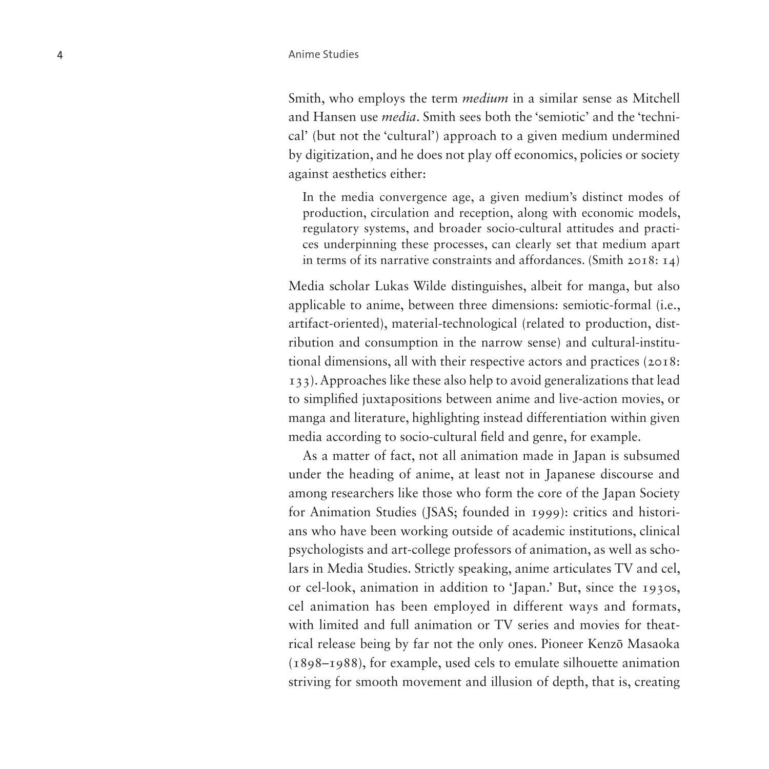Smith, who employs the term *medium* in a similar sense as Mitchell and Hansen use *media*. Smith sees both the 'semiotic' and the 'technical' (but not the 'cultural') approach to a given medium undermined by digitization, and he does not play off economics, policies or society against aesthetics either:

> In the media convergence age, a given medium's distinct modes of production, circulation and reception, along with economic models, regulatory systems, and broader socio-cultural attitudes and practices underpinning these processes, can clearly set that medium apart in terms of its narrative constraints and affordances. (Smith 2018: 14)

Media scholar Lukas Wilde distinguishes, albeit for manga, but also applicable to anime, between three dimensions: semiotic-formal (i.e., artifact-oriented), material-technological (related to production, distribution and consumption in the narrow sense) and cultural-institutional dimensions, all with their respective actors and practices (2018: 133). Approaches like these also help to avoid generalizations that lead to simplified juxtapositions between anime and live-action movies, or manga and literature, highlighting instead differentiation within given media according to socio-cultural field and genre, for example.

As a matter of fact, not all animation made in Japan is subsumed under the heading of anime, at least not in Japanese discourse and among researchers like those who form the core of the Japan Society for Animation Studies (JSAS; founded in 1999): critics and historians who have been working outside of academic institutions, clinical psychologists and art-college professors of animation, as well as scholars in Media Studies. Strictly speaking, anime articulates TV and cel, or cel-look, animation in addition to 'Japan.' But, since the 1930s, cel animation has been employed in different ways and formats, with limited and full animation or TV series and movies for theatrical release being by far not the only ones. Pioneer Kenzō Masaoka (1898–1988), for example, used cels to emulate silhouette animation striving for smooth movement and illusion of depth, that is, creating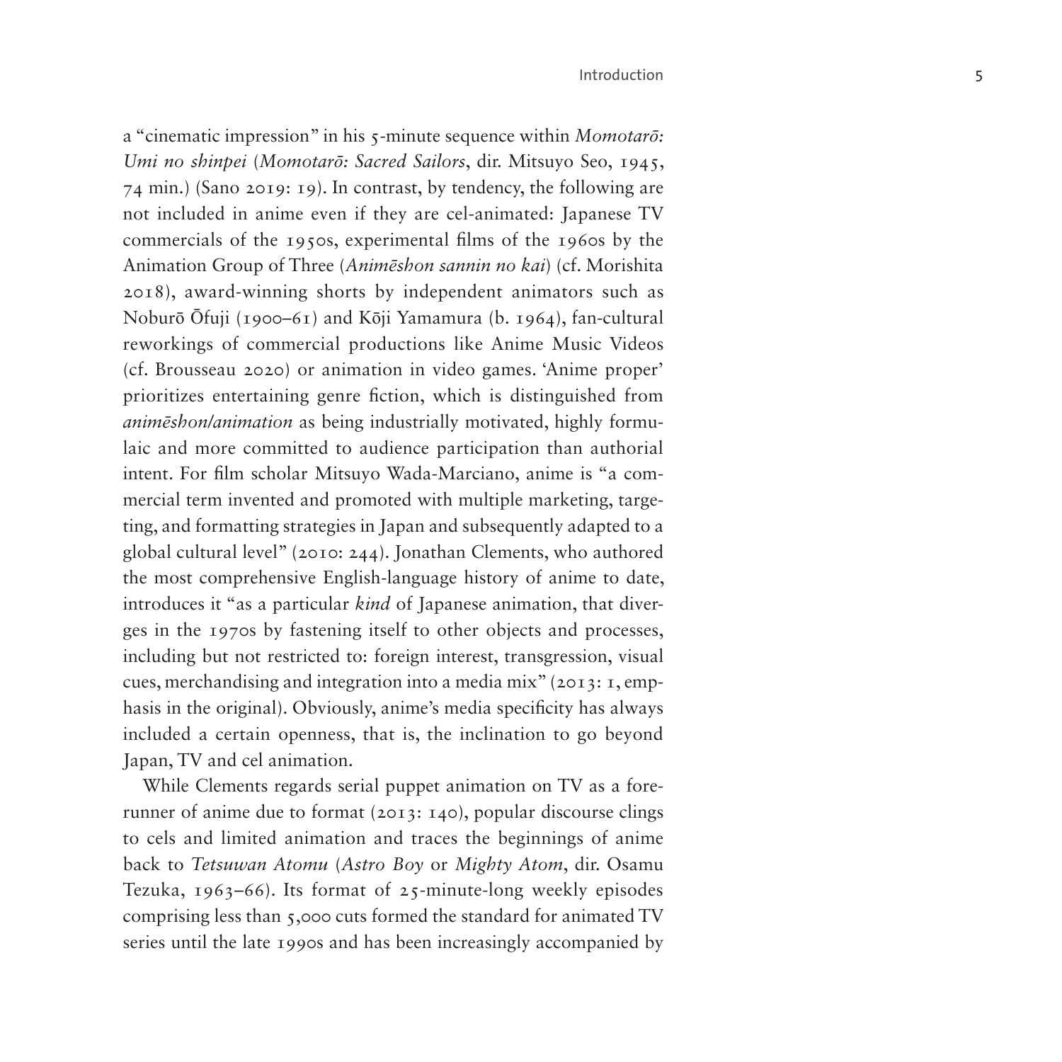a "cinematic impression" in his 5-minute sequence within *Momotarō: Umi no shinpei* (*Momotarō: Sacred Sailors*, dir. Mitsuyo Seo, 1945, 74 min.) (Sano 2019: 19). In contrast, by tendency, the following are not included in anime even if they are cel-animated: Japanese TV commercials of the 1950s, experimental films of the 1960s by the Animation Group of Three (*Animēshon sannin no kai*) (cf. Morishita 2018), award-winning shorts by independent animators such as Noburō Ōfuji (1900–61) and Kōji Yamamura (b. 1964), fan-cultural reworkings of commercial productions like Anime Music Videos (cf. Brousseau 2020) or animation in video games. 'Anime proper' prioritizes entertaining genre fiction, which is distinguished from *animēshon/animation* as being industrially motivated, highly formulaic and more committed to audience participation than authorial intent. For film scholar Mitsuyo Wada-Marciano, anime is "a commercial term invented and promoted with multiple marketing, targeting, and formatting strategies in Japan and subsequently adapted to a global cultural level" (2010: 244). Jonathan Clements, who authored the most comprehensive English-language history of anime to date, introduces it "as a particular *kind* of Japanese animation, that diverges in the 1970s by fastening itself to other objects and processes, including but not restricted to: foreign interest, transgression, visual cues, merchandising and integration into a media mix" (2013: 1, emphasis in the original). Obviously, anime's media specificity has always included a certain openness, that is, the inclination to go beyond Japan, TV and cel animation.

While Clements regards serial puppet animation on TV as a forerunner of anime due to format (2013: 140), popular discourse clings to cels and limited animation and traces the beginnings of anime back to *Tetsuwan Atomu* (*Astro Boy* or *Mighty Atom*, dir. Osamu Tezuka, 1963–66). Its format of 25-minute-long weekly episodes comprising less than 5,000 cuts formed the standard for animated TV series until the late 1990s and has been increasingly accompanied by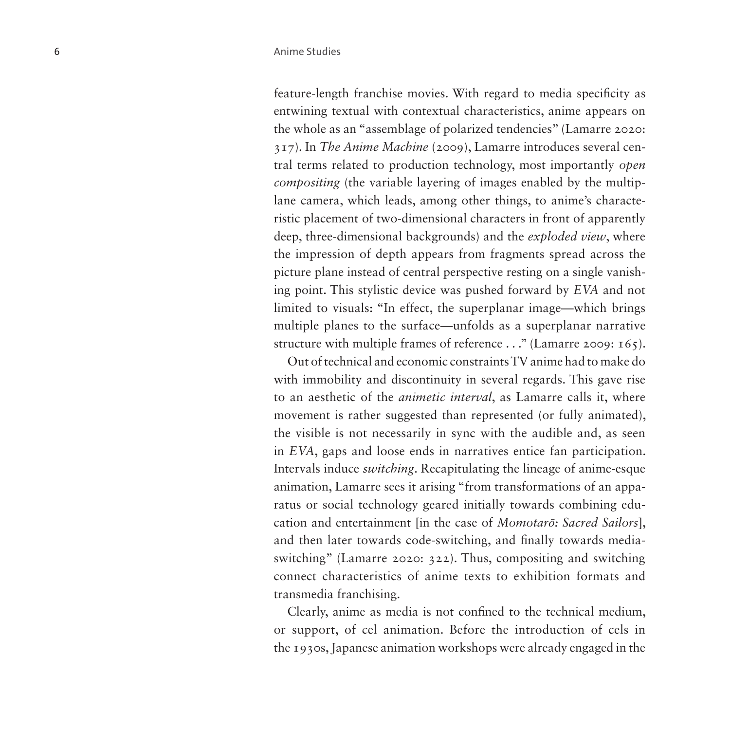feature-length franchise movies. With regard to media specificity as entwining textual with contextual characteristics, anime appears on the whole as an "assemblage of polarized tendencies" (Lamarre 2020: 317). In *The Anime Machine* (2009), Lamarre introduces several central terms related to production technology, most importantly *open compositing* (the variable layering of images enabled by the multiplane camera, which leads, among other things, to anime's characteristic placement of two-dimensional characters in front of apparently deep, three-dimensional backgrounds) and the *exploded view*, where the impression of depth appears from fragments spread across the picture plane instead of central perspective resting on a single vanishing point. This stylistic device was pushed forward by *EVA* and not limited to visuals: "In effect, the superplanar image—which brings multiple planes to the surface—unfolds as a superplanar narrative structure with multiple frames of reference . . ." (Lamarre 2009: 165).

Out of technical and economic constraints TV anime had to make do with immobility and discontinuity in several regards. This gave rise to an aesthetic of the *animetic interval*, as Lamarre calls it, where movement is rather suggested than represented (or fully animated), the visible is not necessarily in sync with the audible and, as seen in *EVA*, gaps and loose ends in narratives entice fan participation. Intervals induce *switching*. Recapitulating the lineage of anime-esque animation, Lamarre sees it arising "from transformations of an apparatus or social technology geared initially towards combining education and entertainment [in the case of *Momotarō: Sacred Sailors*], and then later towards code-switching, and finally towards media-switching" (Lamarre 2020: 322). Thus, compositing and switching connect characteristics of anime texts to exhibition formats and transmedia franchising.

Clearly, anime as media is not confined to the technical medium, or support, of cel animation. Before the introduction of cels in the 1930s, Japanese animation workshops were already engaged in the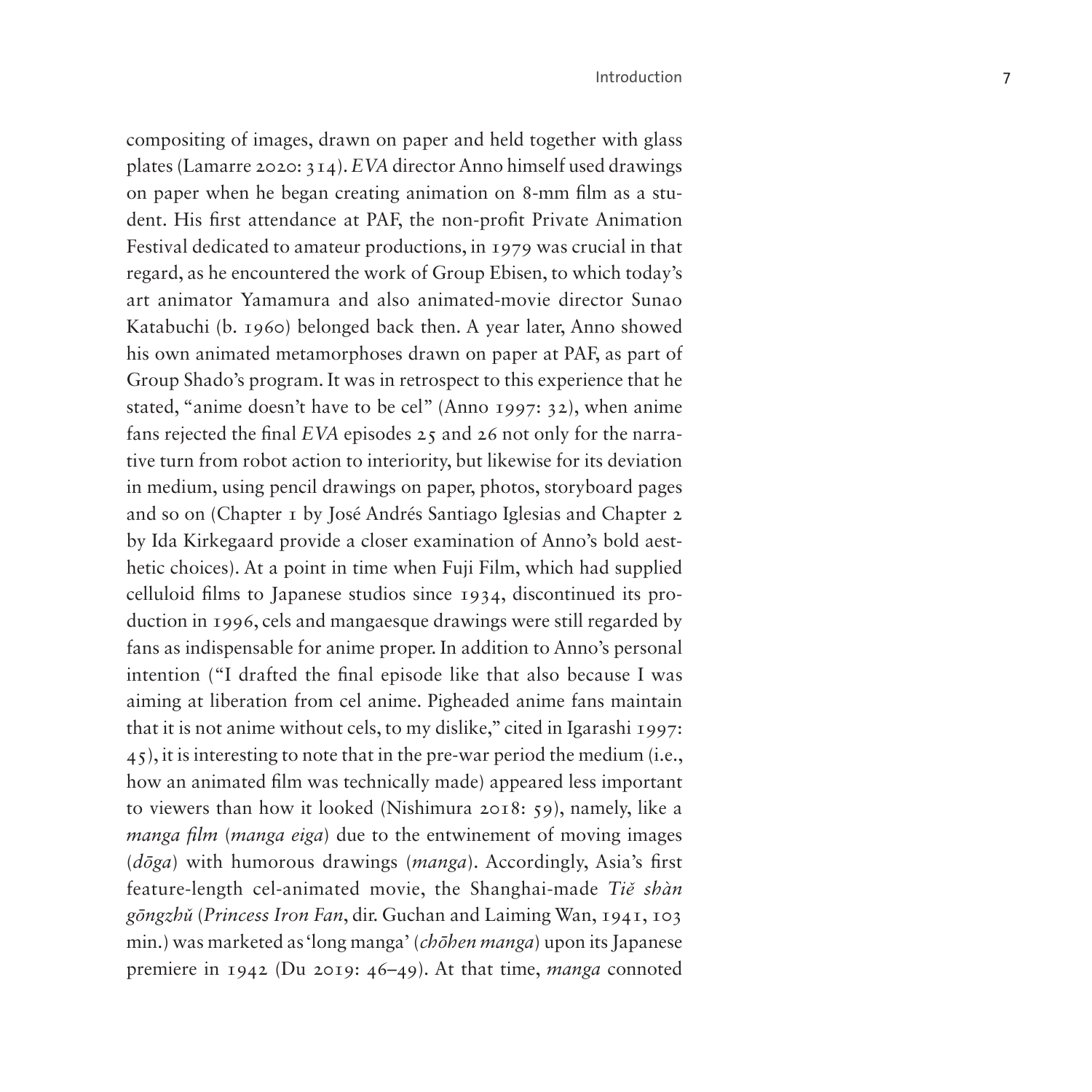compositing of images, drawn on paper and held together with glass plates (Lamarre 2020: 314). *EVA* director Anno himself used drawings on paper when he began creating animation on 8-mm film as a student. His first attendance at PAF, the non-profit Private Animation Festival dedicated to amateur productions, in 1979 was crucial in that regard, as he encountered the work of Group Ebisen, to which today's art animator Yamamura and also animated-movie director Sunao Katabuchi (b. 1960) belonged back then. A year later, Anno showed his own animated metamorphoses drawn on paper at PAF, as part of Group Shado's program. It was in retrospect to this experience that he stated, "anime doesn't have to be cel" (Anno 1997: 32), when anime fans rejected the final *EVA* episodes 25 and 26 not only for the narrative turn from robot action to interiority, but likewise for its deviation in medium, using pencil drawings on paper, photos, storyboard pages and so on (Chapter 1 by José Andrés Santiago Iglesias and Chapter 2 by Ida Kirkegaard provide a closer examination of Anno's bold aesthetic choices). At a point in time when Fuji Film, which had supplied celluloid films to Japanese studios since 1934, discontinued its production in 1996, cels and mangaesque drawings were still regarded by fans as indispensable for anime proper. In addition to Anno's personal intention ("I drafted the final episode like that also because I was aiming at liberation from cel anime. Pigheaded anime fans maintain that it is not anime without cels, to my dislike," cited in Igarashi 1997: 45), it is interesting to note that in the pre-war period the medium (i.e., how an animated film was technically made) appeared less important to viewers than how it looked (Nishimura 2018: 59), namely, like a *manga film* (*manga eiga*) due to the entwinement of moving images (*dōga*) with humorous drawings (*manga*). Accordingly, Asia's first feature-length cel-animated movie, the Shanghai-made *Tiě shàn gōngzhǔ* (*Princess Iron Fan*, dir. Guchan and Laiming Wan, 1941, 103 min.) was marketed as 'long manga' (*chōhen manga*) upon its Japanese premiere in 1942 (Du 2019: 46–49). At that time, *manga* connoted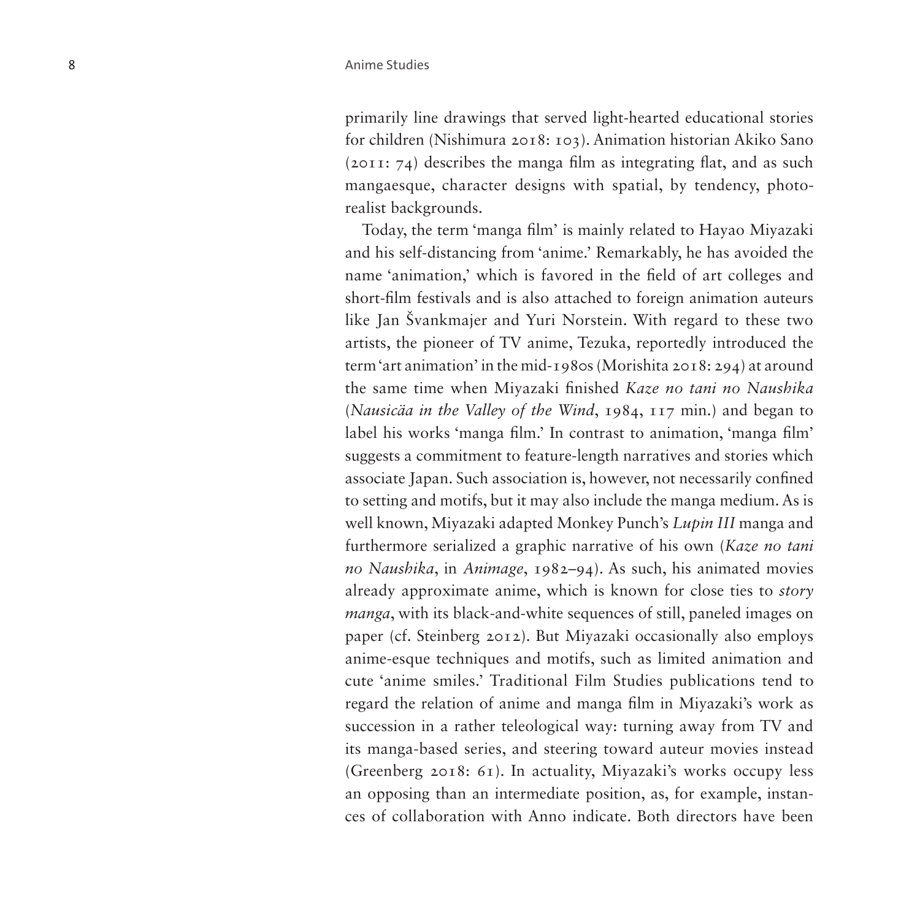primarily line drawings that served light-hearted educational stories for children (Nishimura 2018: 103). Animation historian Akiko Sano (2011: 74) describes the manga film as integrating flat, and as such mangaesque, character designs with spatial, by tendency, photorealist backgrounds.

Today, the term 'manga film' is mainly related to Hayao Miyazaki and his self-distancing from 'anime.' Remarkably, he has avoided the name 'animation,' which is favored in the field of art colleges and short-film festivals and is also attached to foreign animation auteurs like Jan Švankmajer and Yuri Norstein. With regard to these two artists, the pioneer of TV anime, Tezuka, reportedly introduced the term 'art animation' in the mid-1980s (Morishita 2018: 294) at around the same time when Miyazaki finished *Kaze no tani no Naushika* (*Nausicäa in the Valley of the Wind*, 1984, 117 min.) and began to label his works 'manga film.' In contrast to animation, 'manga film' suggests a commitment to feature-length narratives and stories which associate Japan. Such association is, however, not necessarily confined to setting and motifs, but it may also include the manga medium. As is well known, Miyazaki adapted Monkey Punch's *Lupin III* manga and furthermore serialized a graphic narrative of his own (*Kaze no tani no Naushika*, in *Animage*, 1982–94). As such, his animated movies already approximate anime, which is known for close ties to *story manga*, with its black-and-white sequences of still, paneled images on paper (cf. Steinberg 2012). But Miyazaki occasionally also employs anime-esque techniques and motifs, such as limited animation and cute 'anime smiles.' Traditional Film Studies publications tend to regard the relation of anime and manga film in Miyazaki's work as succession in a rather teleological way: turning away from TV and its manga-based series, and steering toward auteur movies instead (Greenberg 2018: 61). In actuality, Miyazaki's works occupy less an opposing than an intermediate position, as, for example, instances of collaboration with Anno indicate. Both directors have been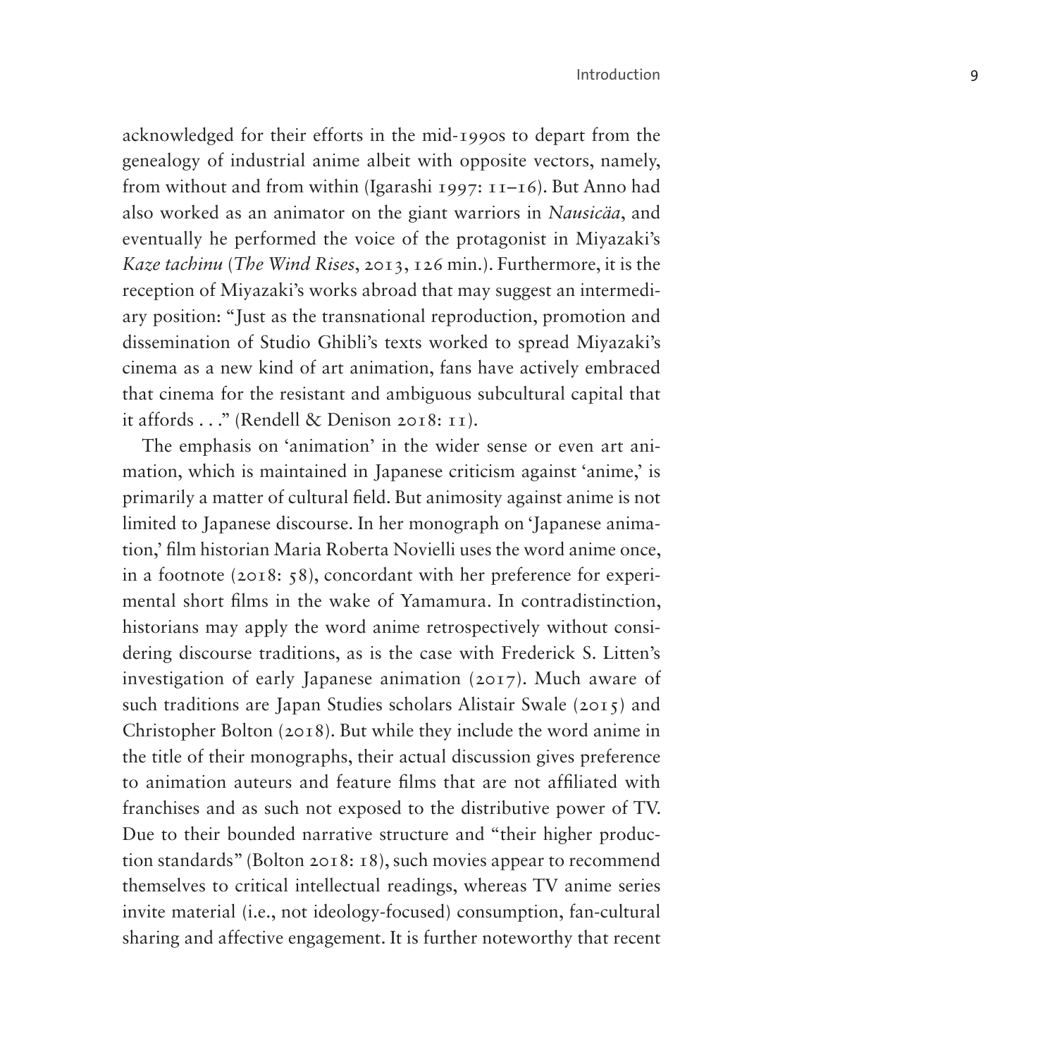acknowledged for their efforts in the mid-1990s to depart from the genealogy of industrial anime albeit with opposite vectors, namely, from without and from within (Igarashi 1997: 11–16). But Anno had also worked as an animator on the giant warriors in *Nausicäa*, and eventually he performed the voice of the protagonist in Miyazaki's *Kaze tachinu* (*The Wind Rises*, 2013, 126 min.). Furthermore, it is the reception of Miyazaki's works abroad that may suggest an intermediary position: "Just as the transnational reproduction, promotion and dissemination of Studio Ghibli's texts worked to spread Miyazaki's cinema as a new kind of art animation, fans have actively embraced that cinema for the resistant and ambiguous subcultural capital that it affords . . ." (Rendell & Denison 2018: 11).

The emphasis on 'animation' in the wider sense or even art animation, which is maintained in Japanese criticism against 'anime,' is primarily a matter of cultural field. But animosity against anime is not limited to Japanese discourse. In her monograph on 'Japanese animation,' film historian Maria Roberta Novielli uses the word anime once, in a footnote (2018: 58), concordant with her preference for experimental short films in the wake of Yamamura. In contradistinction, historians may apply the word anime retrospectively without considering discourse traditions, as is the case with Frederick S. Litten's investigation of early Japanese animation (2017). Much aware of such traditions are Japan Studies scholars Alistair Swale (2015) and Christopher Bolton (2018). But while they include the word anime in the title of their monographs, their actual discussion gives preference to animation auteurs and feature films that are not affiliated with franchises and as such not exposed to the distributive power of TV. Due to their bounded narrative structure and "their higher production standards" (Bolton 2018: 18), such movies appear to recommend themselves to critical intellectual readings, whereas TV anime series invite material (i.e., not ideology-focused) consumption, fan-cultural sharing and affective engagement. It is further noteworthy that recent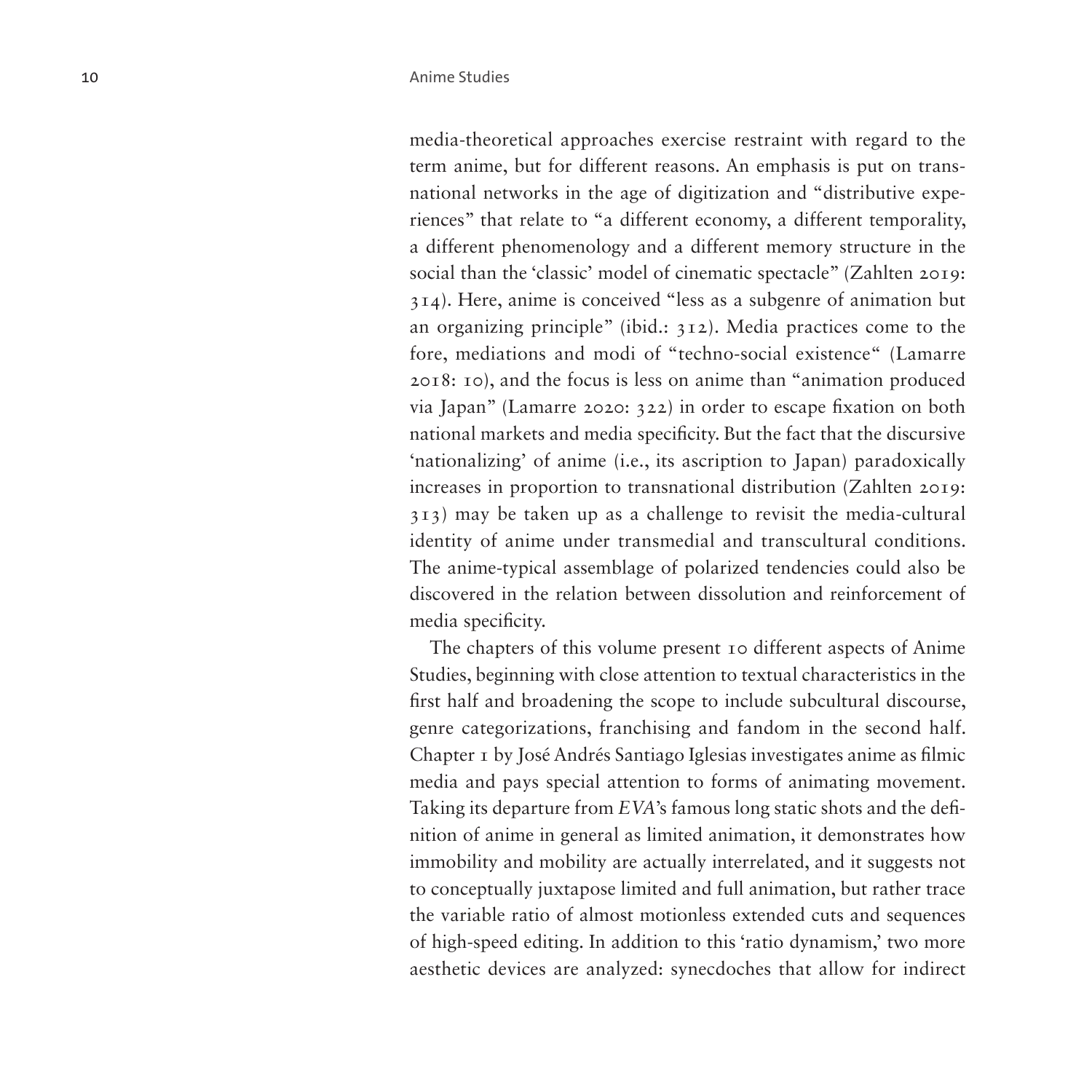media-theoretical approaches exercise restraint with regard to the term anime, but for different reasons. An emphasis is put on transnational networks in the age of digitization and "distributive experiences" that relate to "a different economy, a different temporality, a different phenomenology and a different memory structure in the social than the 'classic' model of cinematic spectacle" (Zahlten 2019: 314). Here, anime is conceived "less as a subgenre of animation but an organizing principle" (ibid.: 312). Media practices come to the fore, mediations and modi of "techno-social existence" (Lamarre 2018: 10), and the focus is less on anime than "animation produced via Japan" (Lamarre 2020: 322) in order to escape fixation on both national markets and media specificity. But the fact that the discursive 'nationalizing' of anime (i.e., its ascription to Japan) paradoxically increases in proportion to transnational distribution (Zahlten 2019: 313) may be taken up as a challenge to revisit the media-cultural identity of anime under transmedial and transcultural conditions. The anime-typical assemblage of polarized tendencies could also be discovered in the relation between dissolution and reinforcement of media specificity.

The chapters of this volume present 10 different aspects of Anime Studies, beginning with close attention to textual characteristics in the first half and broadening the scope to include subcultural discourse, genre categorizations, franchising and fandom in the second half. Chapter 1 by José Andrés Santiago Iglesias investigates anime as filmic media and pays special attention to forms of animating movement. Taking its departure from *EVA*'s famous long static shots and the definition of anime in general as limited animation, it demonstrates how immobility and mobility are actually interrelated, and it suggests not to conceptually juxtapose limited and full animation, but rather trace the variable ratio of almost motionless extended cuts and sequences of high-speed editing. In addition to this 'ratio dynamism,' two more aesthetic devices are analyzed: synecdoches that allow for indirect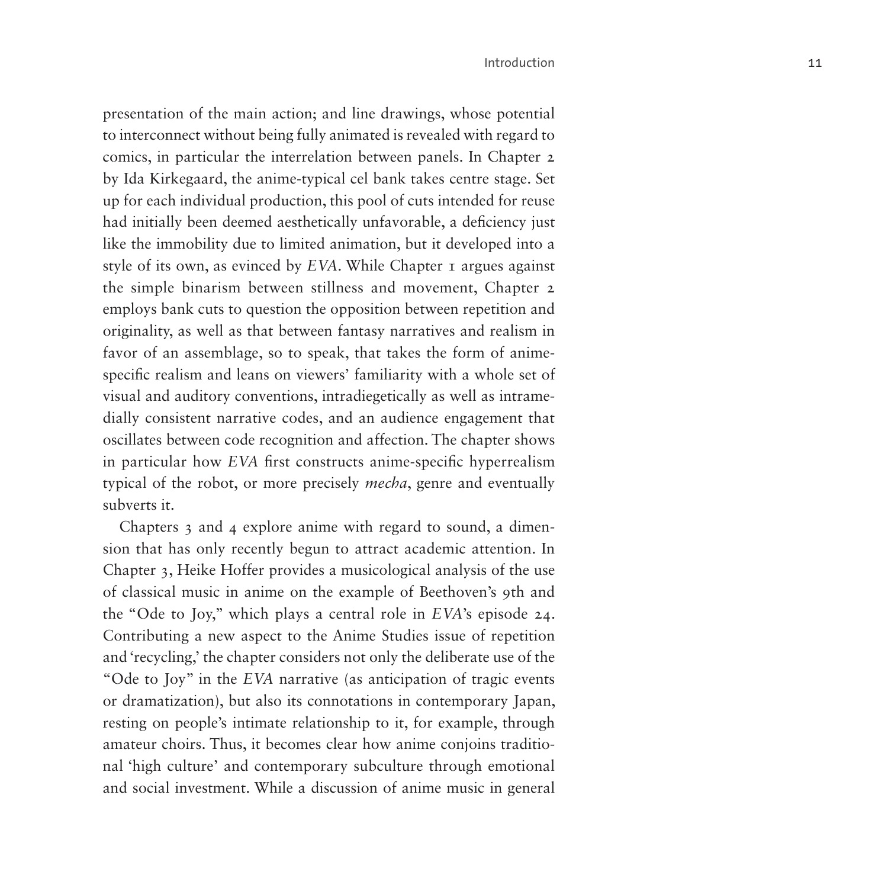presentation of the main action; and line drawings, whose potential to interconnect without being fully animated is revealed with regard to comics, in particular the interrelation between panels. In Chapter 2 by Ida Kirkegaard, the anime-typical cel bank takes centre stage. Set up for each individual production, this pool of cuts intended for reuse had initially been deemed aesthetically unfavorable, a deficiency just like the immobility due to limited animation, but it developed into a style of its own, as evinced by *EVA*. While Chapter 1 argues against the simple binarism between stillness and movement, Chapter 2 employs bank cuts to question the opposition between repetition and originality, as well as that between fantasy narratives and realism in favor of an assemblage, so to speak, that takes the form of anime-specific realism and leans on viewers' familiarity with a whole set of visual and auditory conventions, intradiegetically as well as intramedially consistent narrative codes, and an audience engagement that oscillates between code recognition and affection. The chapter shows in particular how *EVA* first constructs anime-specific hyperrealism typical of the robot, or more precisely *mecha*, genre and eventually subverts it.

Chapters 3 and 4 explore anime with regard to sound, a dimension that has only recently begun to attract academic attention. In Chapter 3, Heike Hoffer provides a musicological analysis of the use of classical music in anime on the example of Beethoven's 9th and the "Ode to Joy," which plays a central role in *EVA*'s episode 24. Contributing a new aspect to the Anime Studies issue of repetition and 'recycling,' the chapter considers not only the deliberate use of the "Ode to Joy" in the *EVA* narrative (as anticipation of tragic events or dramatization), but also its connotations in contemporary Japan, resting on people's intimate relationship to it, for example, through amateur choirs. Thus, it becomes clear how anime conjoins traditional 'high culture' and contemporary subculture through emotional and social investment. While a discussion of anime music in general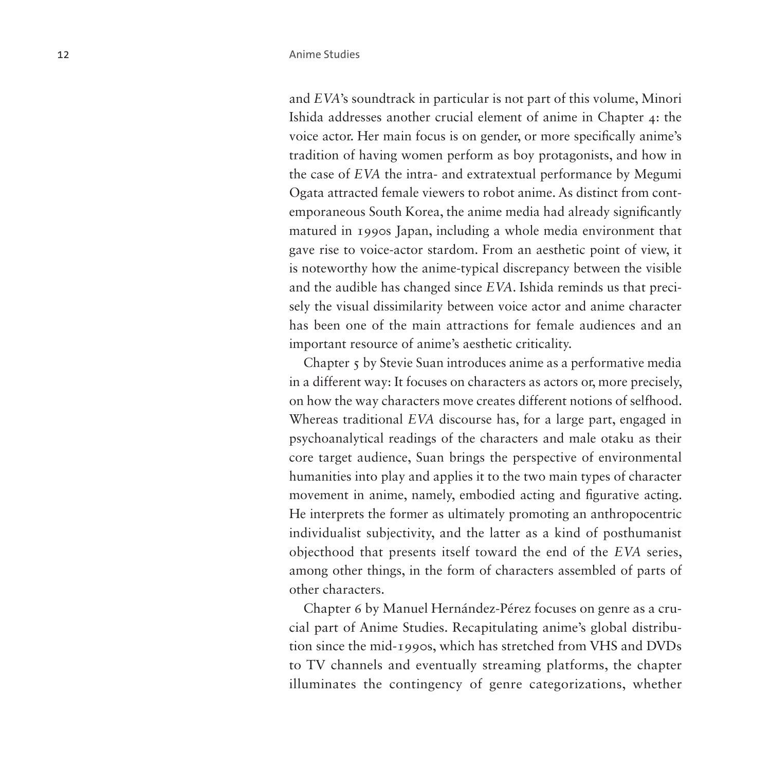and *EVA*'s soundtrack in particular is not part of this volume, Minori Ishida addresses another crucial element of anime in Chapter 4: the voice actor. Her main focus is on gender, or more specifically anime's tradition of having women perform as boy protagonists, and how in the case of *EVA* the intra- and extratextual performance by Megumi Ogata attracted female viewers to robot anime. As distinct from contemporaneous South Korea, the anime media had already significantly matured in 1990s Japan, including a whole media environment that gave rise to voice-actor stardom. From an aesthetic point of view, it is noteworthy how the anime-typical discrepancy between the visible and the audible has changed since *EVA*. Ishida reminds us that precisely the visual dissimilarity between voice actor and anime character has been one of the main attractions for female audiences and an important resource of anime's aesthetic criticality.

Chapter 5 by Stevie Suan introduces anime as a performative media in a different way: It focuses on characters as actors or, more precisely, on how the way characters move creates different notions of selfhood. Whereas traditional *EVA* discourse has, for a large part, engaged in psychoanalytical readings of the characters and male otaku as their core target audience, Suan brings the perspective of environmental humanities into play and applies it to the two main types of character movement in anime, namely, embodied acting and figurative acting. He interprets the former as ultimately promoting an anthropocentric individualist subjectivity, and the latter as a kind of posthumanist objecthood that presents itself toward the end of the *EVA* series, among other things, in the form of characters assembled of parts of other characters.

Chapter 6 by Manuel Hernández-Pérez focuses on genre as a crucial part of Anime Studies. Recapitulating anime's global distribution since the mid-1990s, which has stretched from VHS and DVDs to TV channels and eventually streaming platforms, the chapter illuminates the contingency of genre categorizations, whether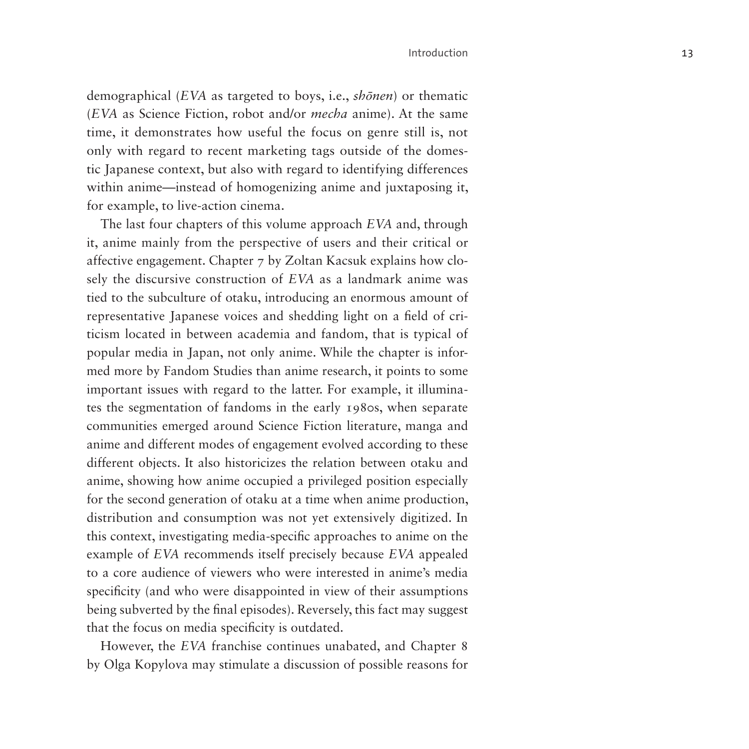demographical (*EVA* as targeted to boys, i.e., *shōnen*) or thematic (*EVA* as Science Fiction, robot and/or *mecha* anime). At the same time, it demonstrates how useful the focus on genre still is, not only with regard to recent marketing tags outside of the domestic Japanese context, but also with regard to identifying differences within anime—instead of homogenizing anime and juxtaposing it, for example, to live-action cinema.

The last four chapters of this volume approach *EVA* and, through it, anime mainly from the perspective of users and their critical or affective engagement. Chapter 7 by Zoltan Kacsuk explains how closely the discursive construction of *EVA* as a landmark anime was tied to the subculture of otaku, introducing an enormous amount of representative Japanese voices and shedding light on a field of criticism located in between academia and fandom, that is typical of popular media in Japan, not only anime. While the chapter is informed more by Fandom Studies than anime research, it points to some important issues with regard to the latter. For example, it illuminates the segmentation of fandoms in the early 1980s, when separate communities emerged around Science Fiction literature, manga and anime and different modes of engagement evolved according to these different objects. It also historicizes the relation between otaku and anime, showing how anime occupied a privileged position especially for the second generation of otaku at a time when anime production, distribution and consumption was not yet extensively digitized. In this context, investigating media-specific approaches to anime on the example of *EVA* recommends itself precisely because *EVA* appealed to a core audience of viewers who were interested in anime's media specificity (and who were disappointed in view of their assumptions being subverted by the final episodes). Reversely, this fact may suggest that the focus on media specificity is outdated.

However, the *EVA* franchise continues unabated, and Chapter 8 by Olga Kopylova may stimulate a discussion of possible reasons for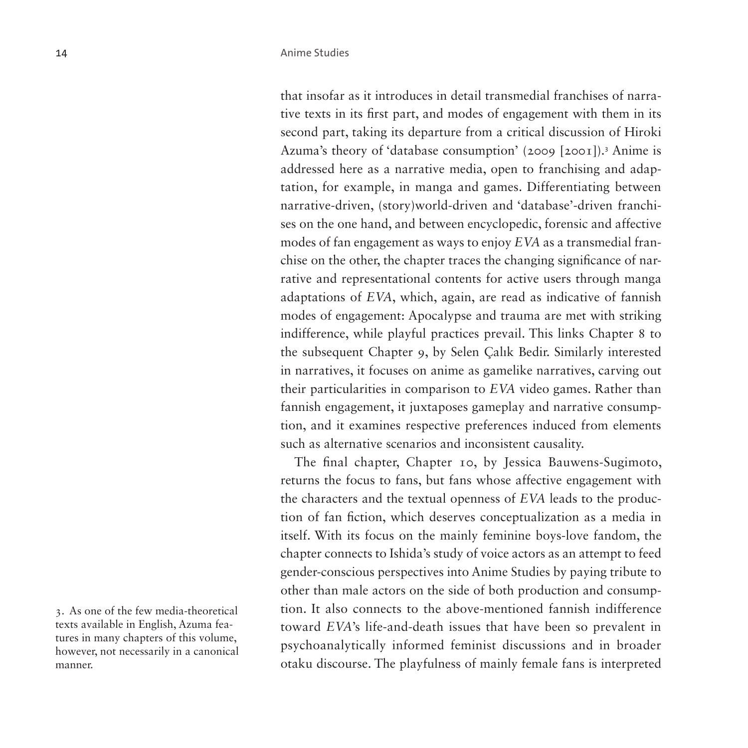that insofar as it introduces in detail transmedial franchises of narrative texts in its first part, and modes of engagement with them in its second part, taking its departure from a critical discussion of Hiroki Azuma's theory of 'database consumption' (2009 [2001]).[3] Anime is addressed here as a narrative media, open to franchising and adaptation, for example, in manga and games. Differentiating between narrative-driven, (story)world-driven and 'database'-driven franchises on the one hand, and between encyclopedic, forensic and affective modes of fan engagement as ways to enjoy *EVA* as a transmedial franchise on the other, the chapter traces the changing significance of narrative and representational contents for active users through manga adaptations of *EVA*, which, again, are read as indicative of fannish modes of engagement: Apocalypse and trauma are met with striking indifference, while playful practices prevail. This links Chapter 8 to the subsequent Chapter 9, by Selen Çalık Bedir. Similarly interested in narratives, it focuses on anime as gamelike narratives, carving out their particularities in comparison to *EVA* video games. Rather than fannish engagement, it juxtaposes gameplay and narrative consumption, and it examines respective preferences induced from elements such as alternative scenarios and inconsistent causality.

The final chapter, Chapter 10, by Jessica Bauwens-Sugimoto, returns the focus to fans, but fans whose affective engagement with the characters and the textual openness of *EVA* leads to the production of fan fiction, which deserves conceptualization as a media in itself. With its focus on the mainly feminine boys-love fandom, the chapter connects to Ishida's study of voice actors as an attempt to feed gender-conscious perspectives into Anime Studies by paying tribute to other than male actors on the side of both production and consumption. It also connects to the above-mentioned fannish indifference toward *EVA*'s life-and-death issues that have been so prevalent in psychoanalytically informed feminist discussions and in broader otaku discourse. The playfulness of mainly female fans is interpreted

3. As one of the few media-theoretical texts available in English, Azuma features in many chapters of this volume, however, not necessarily in a canonical manner.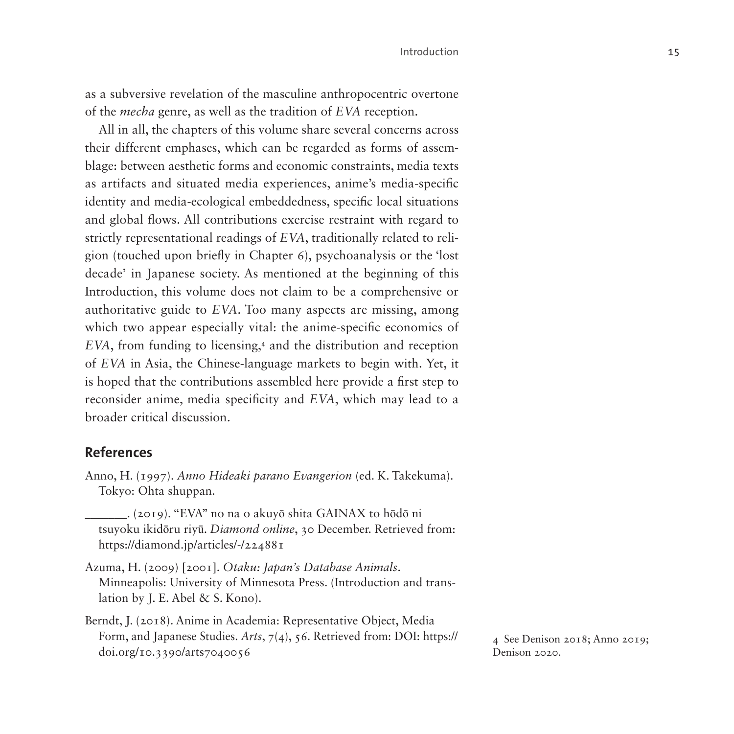as a subversive revelation of the masculine anthropocentric overtone of the *mecha* genre, as well as the tradition of *EVA* reception.

All in all, the chapters of this volume share several concerns across their different emphases, which can be regarded as forms of assemblage: between aesthetic forms and economic constraints, media texts as artifacts and situated media experiences, anime's media-specific identity and media-ecological embeddedness, specific local situations and global flows. All contributions exercise restraint with regard to strictly representational readings of *EVA*, traditionally related to religion (touched upon briefly in Chapter 6), psychoanalysis or the 'lost decade' in Japanese society. As mentioned at the beginning of this Introduction, this volume does not claim to be a comprehensive or authoritative guide to *EVA*. Too many aspects are missing, among which two appear especially vital: the anime-specific economics of *EVA*, from funding to licensing,[4] and the distribution and reception of *EVA* in Asia, the Chinese-language markets to begin with. Yet, it is hoped that the contributions assembled here provide a first step to reconsider anime, media specificity and *EVA*, which may lead to a broader critical discussion.

## References

Anno, H. (1997). *Anno Hideaki parano Evangerion* (ed. K. Takekuma). Tokyo: Ohta shuppan.

_______. (2019). "EVA" no na o akuyō shita GAINAX to hōdō ni tsuyoku ikidōru riyū. *Diamond online*, 30 December. Retrieved from: https://diamond.jp/articles/-/224881

Azuma, H. (2009) [2001]. *Otaku: Japan's Database Animals*. Minneapolis: University of Minnesota Press. (Introduction and translation by J. E. Abel & S. Kono).

Berndt, J. (2018). Anime in Academia: Representative Object, Media Form, and Japanese Studies. *Arts*, 7(4), 56. Retrieved from: DOI: https://doi.org/10.3390/arts7040056

4 See Denison 2018; Anno 2019; Denison 2020.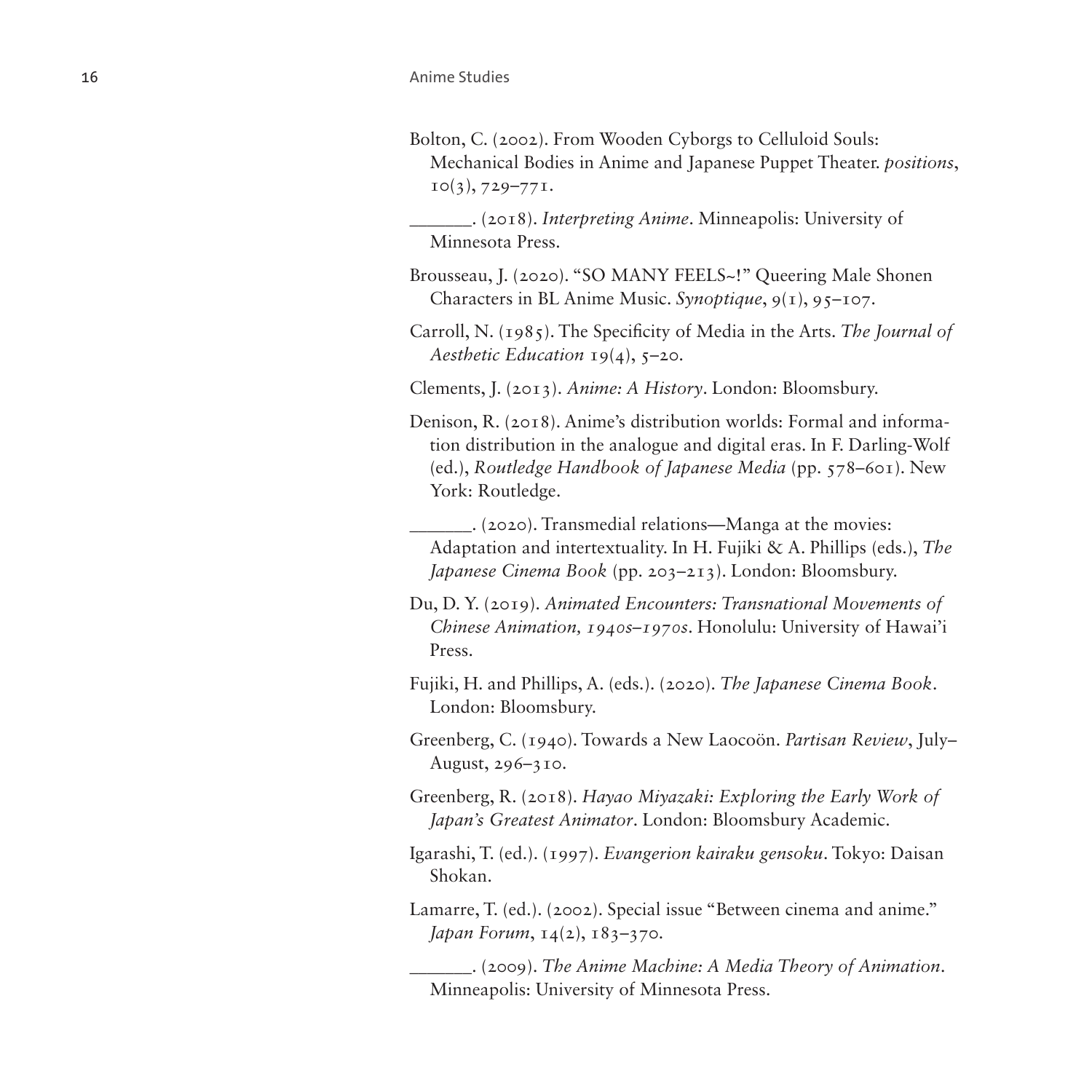Bolton, C. (2002). From Wooden Cyborgs to Celluloid Souls: Mechanical Bodies in Anime and Japanese Puppet Theater. *positions*, 10(3), 729–771.

______. (2018). *Interpreting Anime*. Minneapolis: University of Minnesota Press.

Brousseau, J. (2020). "SO MANY FEELS~!" Queering Male Shonen Characters in BL Anime Music. *Synoptique*, 9(1), 95–107.

Carroll, N. (1985). The Specificity of Media in the Arts. *The Journal of Aesthetic Education* 19(4), 5–20.

Clements, J. (2013). *Anime: A History*. London: Bloomsbury.

Denison, R. (2018). Anime's distribution worlds: Formal and information distribution in the analogue and digital eras. In F. Darling-Wolf (ed.), *Routledge Handbook of Japanese Media* (pp. 578–601). New York: Routledge.

______. (2020). Transmedial relations—Manga at the movies: Adaptation and intertextuality. In H. Fujiki & A. Phillips (eds.), *The Japanese Cinema Book* (pp. 203–213). London: Bloomsbury.

Du, D. Y. (2019). *Animated Encounters: Transnational Movements of Chinese Animation, 1940s–1970s*. Honolulu: University of Hawai'i Press.

Fujiki, H. and Phillips, A. (eds.). (2020). *The Japanese Cinema Book*. London: Bloomsbury.

Greenberg, C. (1940). Towards a New Laocoön. *Partisan Review*, July–August, 296–310.

Greenberg, R. (2018). *Hayao Miyazaki: Exploring the Early Work of Japan's Greatest Animator*. London: Bloomsbury Academic.

Igarashi, T. (ed.). (1997). *Evangerion kairaku gensoku*. Tokyo: Daisan Shokan.

Lamarre, T. (ed.). (2002). Special issue "Between cinema and anime." *Japan Forum*, 14(2), 183–370.

______. (2009). *The Anime Machine: A Media Theory of Animation*. Minneapolis: University of Minnesota Press.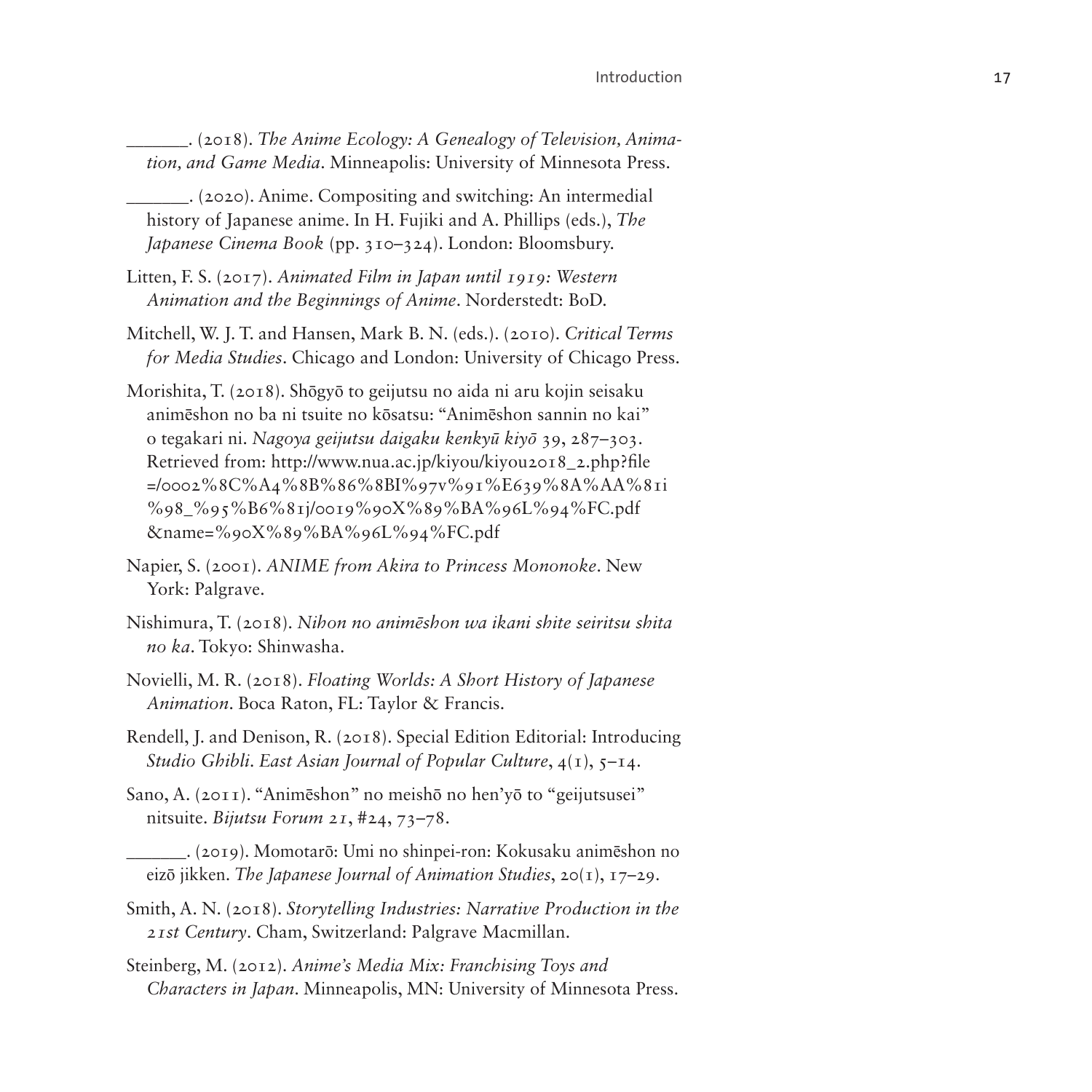______. (2018). *The Anime Ecology: A Genealogy of Television, Animation, and Game Media*. Minneapolis: University of Minnesota Press.

______. (2020). Anime. Compositing and switching: An intermedial history of Japanese anime. In H. Fujiki and A. Phillips (eds.), *The Japanese Cinema Book* (pp. 310–324). London: Bloomsbury.

Litten, F. S. (2017). *Animated Film in Japan until 1919: Western Animation and the Beginnings of Anime*. Norderstedt: BoD.

Mitchell, W. J. T. and Hansen, Mark B. N. (eds.). (2010). *Critical Terms for Media Studies*. Chicago and London: University of Chicago Press.

Morishita, T. (2018). Shōgyō to geijutsu no aida ni aru kojin seisaku animēshon no ba ni tsuite no kōsatsu: "Animēshon sannin no kai" o tegakari ni. *Nagoya geijutsu daigaku kenkyū kiyō* 39, 287–303. Retrieved from: http://www.nua.ac.jp/kiyou/kiyou2018_2.php?file=/0002%8C%A4%8B%86%8BI%97v%91%E639%8A%AA%81i%98_%95%B6%81j/0019%90X%89%BA%96L%94%FC.pdf&name=%90X%89%BA%96L%94%FC.pdf

Napier, S. (2001). *ANIME from Akira to Princess Mononoke*. New York: Palgrave.

Nishimura, T. (2018). *Nihon no animēshon wa ikani shite seiritsu shita no ka*. Tokyo: Shinwasha.

Novielli, M. R. (2018). *Floating Worlds: A Short History of Japanese Animation*. Boca Raton, FL: Taylor & Francis.

Rendell, J. and Denison, R. (2018). Special Edition Editorial: Introducing *Studio Ghibli*. *East Asian Journal of Popular Culture*, 4(1), 5–14.

Sano, A. (2011). "Animēshon" no meishō no hen'yō to "geijutsusei" nitsuite. *Bijutsu Forum 21*, #24, 73–78.

______. (2019). Momotarō: Umi no shinpei-ron: Kokusaku animēshon no eizō jikken. *The Japanese Journal of Animation Studies*, 20(1), 17–29.

Smith, A. N. (2018). *Storytelling Industries: Narrative Production in the 21st Century*. Cham, Switzerland: Palgrave Macmillan.

Steinberg, M. (2012). *Anime's Media Mix: Franchising Toys and Characters in Japan*. Minneapolis, MN: University of Minnesota Press.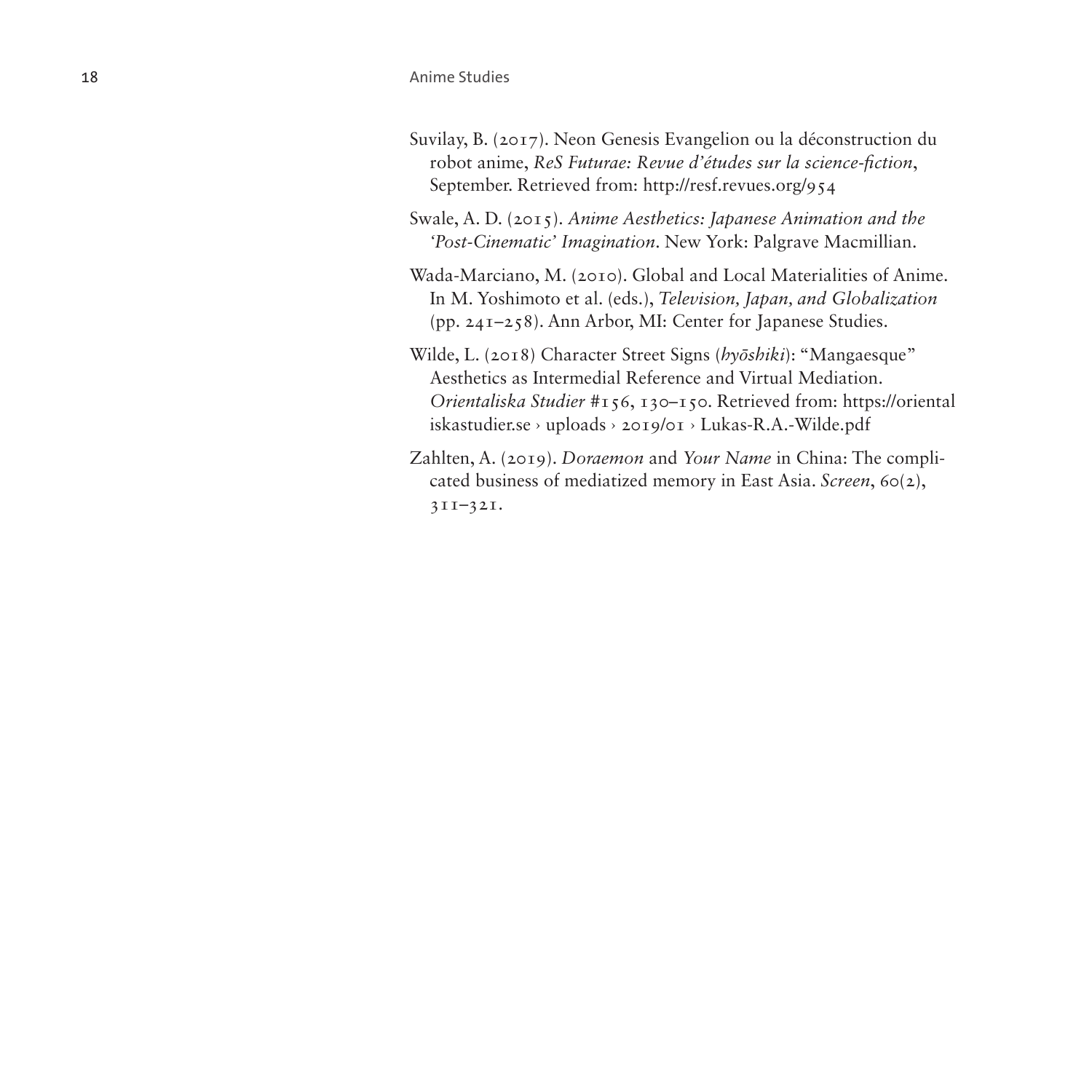Suvilay, B. (2017). Neon Genesis Evangelion ou la déconstruction du robot anime, *ReS Futurae: Revue d'études sur la science-fiction*, September. Retrieved from: http://resf.revues.org/954

Swale, A. D. (2015). *Anime Aesthetics: Japanese Animation and the 'Post-Cinematic' Imagination*. New York: Palgrave Macmillian.

Wada-Marciano, M. (2010). Global and Local Materialities of Anime. In M. Yoshimoto et al. (eds.), *Television, Japan, and Globalization* (pp. 241–258). Ann Arbor, MI: Center for Japanese Studies.

Wilde, L. (2018) Character Street Signs (*hyōshiki*): "Mangaesque" Aesthetics as Intermedial Reference and Virtual Mediation. *Orientaliska Studier* #156, 130–150. Retrieved from: https://orientaliskastudier.se › uploads › 2019/01 › Lukas-R.A.-Wilde.pdf

Zahlten, A. (2019). *Doraemon* and *Your Name* in China: The complicated business of mediatized memory in East Asia. *Screen*, 60(2), 311–321.